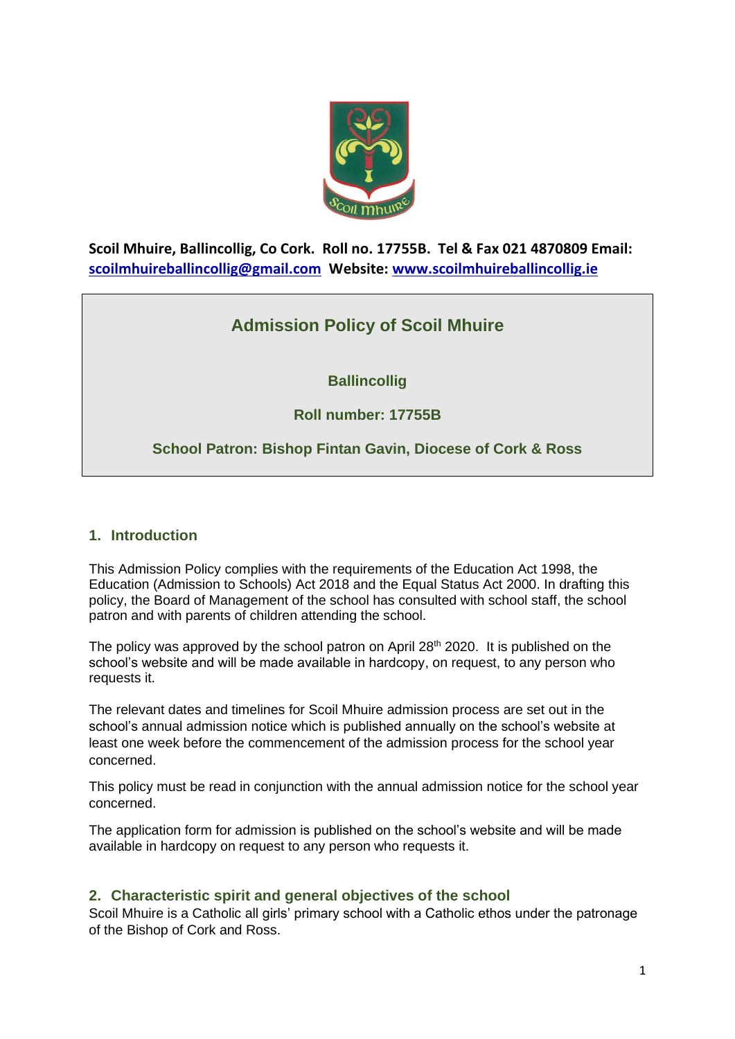**Scoil Mhuire, Ballincollig, Co Cork. Roll no. 17755B. Tel & Fax 021 4870809 Email: [scoilmhuireballincollig@gmail.com](mailto:scoilmhuireballincollig@gmail.com) Website: [www.scoilmhuireballincollig.ie](http://www.scoilmhuireballincollig.ie)**

# Admission Policy of Scoil Mhuire

**Ballincollig**

**Roll number: 17755B**

**School Patron: Bishop Fintan Gavin, Diocese of Cork & Ross**

## 1. Introduction

This Admission Policy complies with the requirements of the Education Act 1998, the Education (Admission to Schools) Act 2018 and the Equal Status Act 2000. In drafting this policy, the Board of Management of the school has consulted with school staff, the school patron and with parents of children attending the school.

The policy was approved by the school patron on April 28th 2020. It is published on the school's website and will be made available in hardcopy, on request, to any person who requests it.

The relevant dates and timelines for Scoil Mhuire admission process are set out in the school's annual admission notice which is published annually on the school's website at least one week before the commencement of the admission process for the school year concerned.

This policy must be read in conjunction with the annual admission notice for the school year concerned.

The application form for admission is published on the school's website and will be made available in hardcopy on request to any person who requests it.

## 2. Characteristic spirit and general objectives of the school

Scoil Mhuire is a Catholic all girls' primary school with a Catholic ethos under the patronage of the Bishop of Cork and Ross.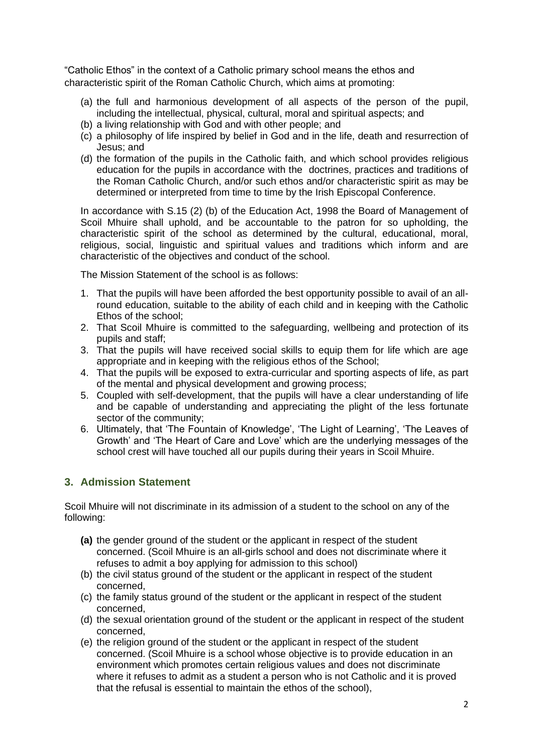"Catholic Ethos" in the context of a Catholic primary school means the ethos and characteristic spirit of the Roman Catholic Church, which aims at promoting:

(a) the full and harmonious development of all aspects of the person of the pupil, including the intellectual, physical, cultural, moral and spiritual aspects; and
(b) a living relationship with God and with other people; and
(c) a philosophy of life inspired by belief in God and in the life, death and resurrection of Jesus; and
(d) the formation of the pupils in the Catholic faith, and which school provides religious education for the pupils in accordance with the doctrines, practices and traditions of the Roman Catholic Church, and/or such ethos and/or characteristic spirit as may be determined or interpreted from time to time by the Irish Episcopal Conference.

In accordance with S.15 (2) (b) of the Education Act, 1998 the Board of Management of Scoil Mhuire shall uphold, and be accountable to the patron for so upholding, the characteristic spirit of the school as determined by the cultural, educational, moral, religious, social, linguistic and spiritual values and traditions which inform and are characteristic of the objectives and conduct of the school.

The Mission Statement of the school is as follows:

1. That the pupils will have been afforded the best opportunity possible to avail of an all-round education, suitable to the ability of each child and in keeping with the Catholic Ethos of the school;
2. That Scoil Mhuire is committed to the safeguarding, wellbeing and protection of its pupils and staff;
3. That the pupils will have received social skills to equip them for life which are age appropriate and in keeping with the religious ethos of the School;
4. That the pupils will be exposed to extra-curricular and sporting aspects of life, as part of the mental and physical development and growing process;
5. Coupled with self-development, that the pupils will have a clear understanding of life and be capable of understanding and appreciating the plight of the less fortunate sector of the community;
6. Ultimately, that 'The Fountain of Knowledge', 'The Light of Learning', 'The Leaves of Growth' and 'The Heart of Care and Love' which are the underlying messages of the school crest will have touched all our pupils during their years in Scoil Mhuire.

## 3. Admission Statement

Scoil Mhuire will not discriminate in its admission of a student to the school on any of the following:

**(a)** the gender ground of the student or the applicant in respect of the student concerned. (Scoil Mhuire is an all-girls school and does not discriminate where it refuses to admit a boy applying for admission to this school)
(b) the civil status ground of the student or the applicant in respect of the student concerned,
(c) the family status ground of the student or the applicant in respect of the student concerned,
(d) the sexual orientation ground of the student or the applicant in respect of the student concerned,
(e) the religion ground of the student or the applicant in respect of the student concerned. (Scoil Mhuire is a school whose objective is to provide education in an environment which promotes certain religious values and does not discriminate where it refuses to admit as a student a person who is not Catholic and it is proved that the refusal is essential to maintain the ethos of the school),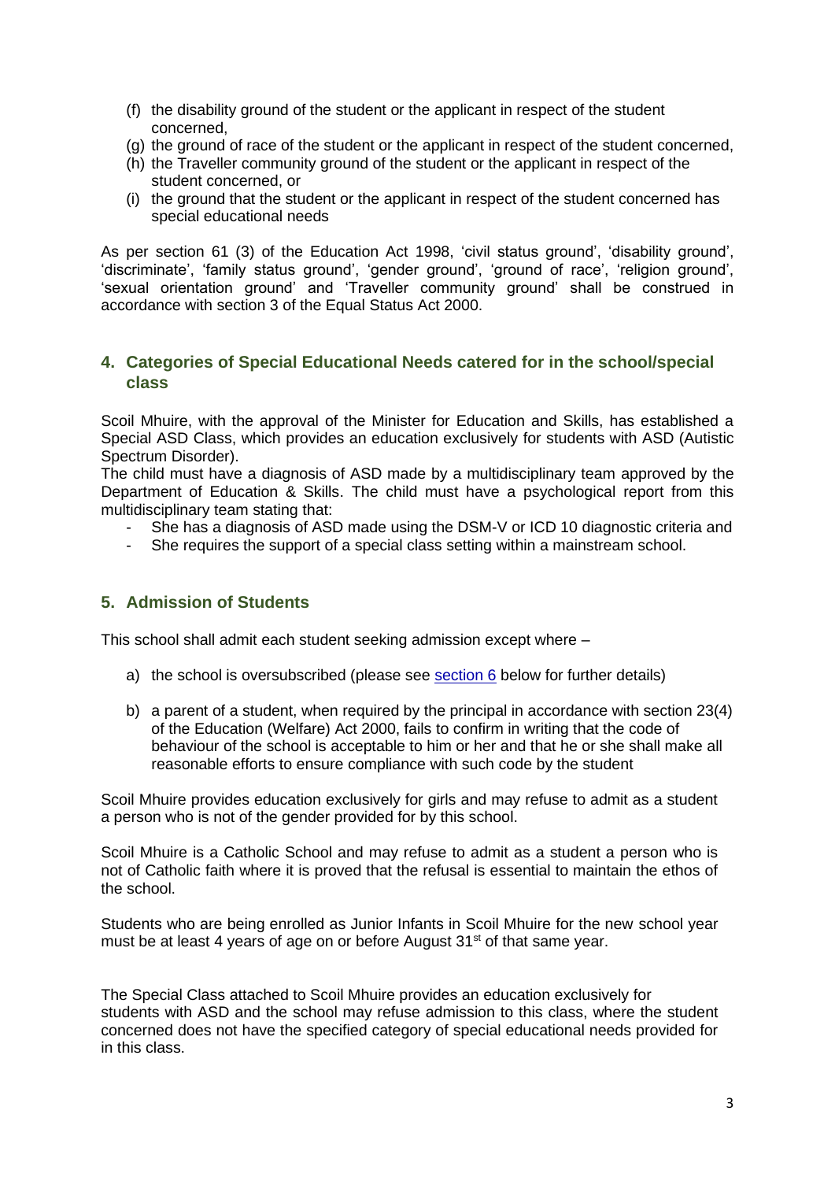(f) the disability ground of the student or the applicant in respect of the student concerned,
(g) the ground of race of the student or the applicant in respect of the student concerned,
(h) the Traveller community ground of the student or the applicant in respect of the student concerned, or
(i) the ground that the student or the applicant in respect of the student concerned has special educational needs

As per section 61 (3) of the Education Act 1998, 'civil status ground', 'disability ground', 'discriminate', 'family status ground', 'gender ground', 'ground of race', 'religion ground', 'sexual orientation ground' and 'Traveller community ground' shall be construed in accordance with section 3 of the Equal Status Act 2000.

## 4. Categories of Special Educational Needs catered for in the school/special class

Scoil Mhuire, with the approval of the Minister for Education and Skills, has established a Special ASD Class, which provides an education exclusively for students with ASD (Autistic Spectrum Disorder).
The child must have a diagnosis of ASD made by a multidisciplinary team approved by the Department of Education & Skills. The child must have a psychological report from this multidisciplinary team stating that:

- She has a diagnosis of ASD made using the DSM-V or ICD 10 diagnostic criteria and
- She requires the support of a special class setting within a mainstream school.

## 5. Admission of Students

This school shall admit each student seeking admission except where –

a) the school is oversubscribed (please see section 6 below for further details)

b) a parent of a student, when required by the principal in accordance with section 23(4) of the Education (Welfare) Act 2000, fails to confirm in writing that the code of behaviour of the school is acceptable to him or her and that he or she shall make all reasonable efforts to ensure compliance with such code by the student

Scoil Mhuire provides education exclusively for girls and may refuse to admit as a student a person who is not of the gender provided for by this school.

Scoil Mhuire is a Catholic School and may refuse to admit as a student a person who is not of Catholic faith where it is proved that the refusal is essential to maintain the ethos of the school.

Students who are being enrolled as Junior Infants in Scoil Mhuire for the new school year must be at least 4 years of age on or before August 31st of that same year.

The Special Class attached to Scoil Mhuire provides an education exclusively for students with ASD and the school may refuse admission to this class, where the student concerned does not have the specified category of special educational needs provided for in this class.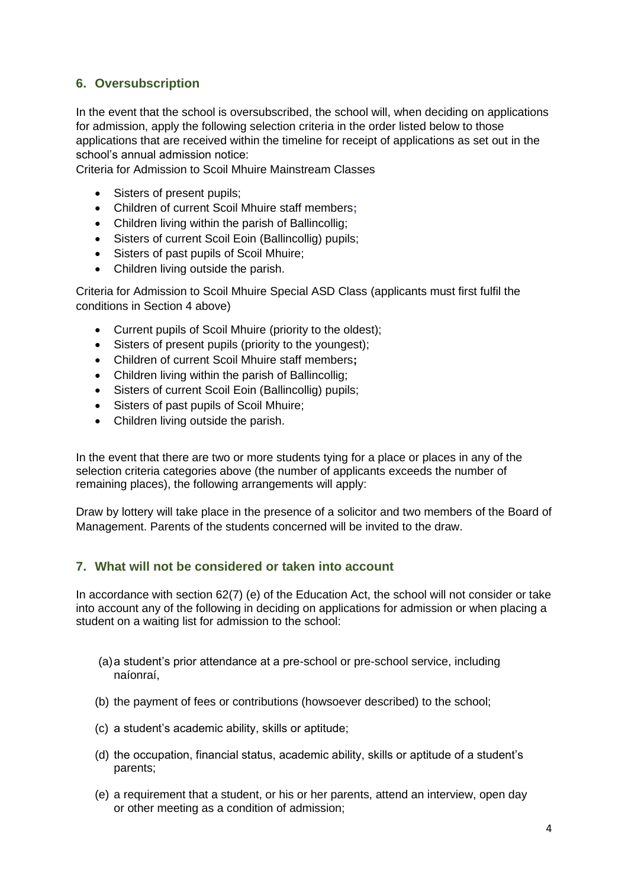## 6. Oversubscription

In the event that the school is oversubscribed, the school will, when deciding on applications for admission, apply the following selection criteria in the order listed below to those applications that are received within the timeline for receipt of applications as set out in the school's annual admission notice:

Criteria for Admission to Scoil Mhuire Mainstream Classes

- Sisters of present pupils;
- Children of current Scoil Mhuire staff members;
- Children living within the parish of Ballincollig;
- Sisters of current Scoil Eoin (Ballincollig) pupils;
- Sisters of past pupils of Scoil Mhuire;
- Children living outside the parish.

Criteria for Admission to Scoil Mhuire Special ASD Class (applicants must first fulfil the conditions in Section 4 above)

- Current pupils of Scoil Mhuire (priority to the oldest);
- Sisters of present pupils (priority to the youngest);
- Children of current Scoil Mhuire staff members;
- Children living within the parish of Ballincollig;
- Sisters of current Scoil Eoin (Ballincollig) pupils;
- Sisters of past pupils of Scoil Mhuire;
- Children living outside the parish.

In the event that there are two or more students tying for a place or places in any of the selection criteria categories above (the number of applicants exceeds the number of remaining places), the following arrangements will apply:

Draw by lottery will take place in the presence of a solicitor and two members of the Board of Management. Parents of the students concerned will be invited to the draw.

## 7. What will not be considered or taken into account

In accordance with section 62(7) (e) of the Education Act, the school will not consider or take into account any of the following in deciding on applications for admission or when placing a student on a waiting list for admission to the school:

(a) a student's prior attendance at a pre-school or pre-school service, including naíonraí,

(b) the payment of fees or contributions (howsoever described) to the school;

(c) a student's academic ability, skills or aptitude;

(d) the occupation, financial status, academic ability, skills or aptitude of a student's parents;

(e) a requirement that a student, or his or her parents, attend an interview, open day or other meeting as a condition of admission;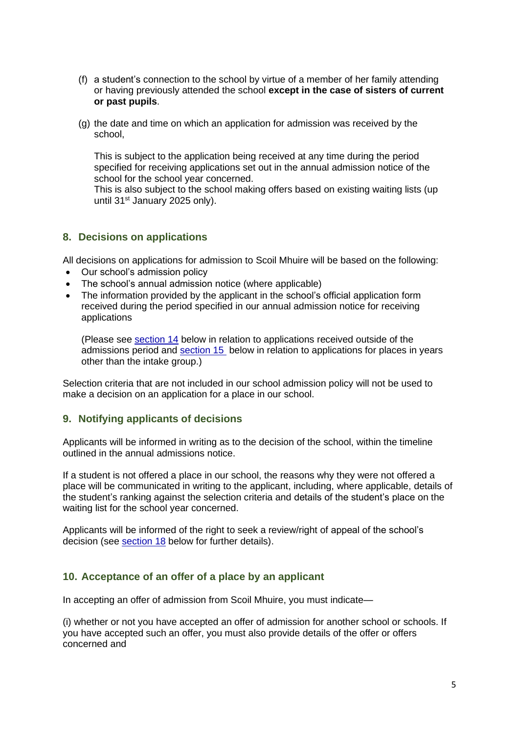(f) a student's connection to the school by virtue of a member of her family attending or having previously attended the school **except in the case of sisters of current or past pupils**.

(g) the date and time on which an application for admission was received by the school,

This is subject to the application being received at any time during the period specified for receiving applications set out in the annual admission notice of the school for the school year concerned.
This is also subject to the school making offers based on existing waiting lists (up until 31st January 2025 only).

## 8. Decisions on applications

All decisions on applications for admission to Scoil Mhuire will be based on the following:

- Our school's admission policy
- The school's annual admission notice (where applicable)
- The information provided by the applicant in the school's official application form received during the period specified in our annual admission notice for receiving applications

(Please see section 14 below in relation to applications received outside of the admissions period and section 15 below in relation to applications for places in years other than the intake group.)

Selection criteria that are not included in our school admission policy will not be used to make a decision on an application for a place in our school.

## 9. Notifying applicants of decisions

Applicants will be informed in writing as to the decision of the school, within the timeline outlined in the annual admissions notice.

If a student is not offered a place in our school, the reasons why they were not offered a place will be communicated in writing to the applicant, including, where applicable, details of the student's ranking against the selection criteria and details of the student's place on the waiting list for the school year concerned.

Applicants will be informed of the right to seek a review/right of appeal of the school's decision (see section 18 below for further details).

## 10. Acceptance of an offer of a place by an applicant

In accepting an offer of admission from Scoil Mhuire, you must indicate—

(i) whether or not you have accepted an offer of admission for another school or schools. If you have accepted such an offer, you must also provide details of the offer or offers concerned and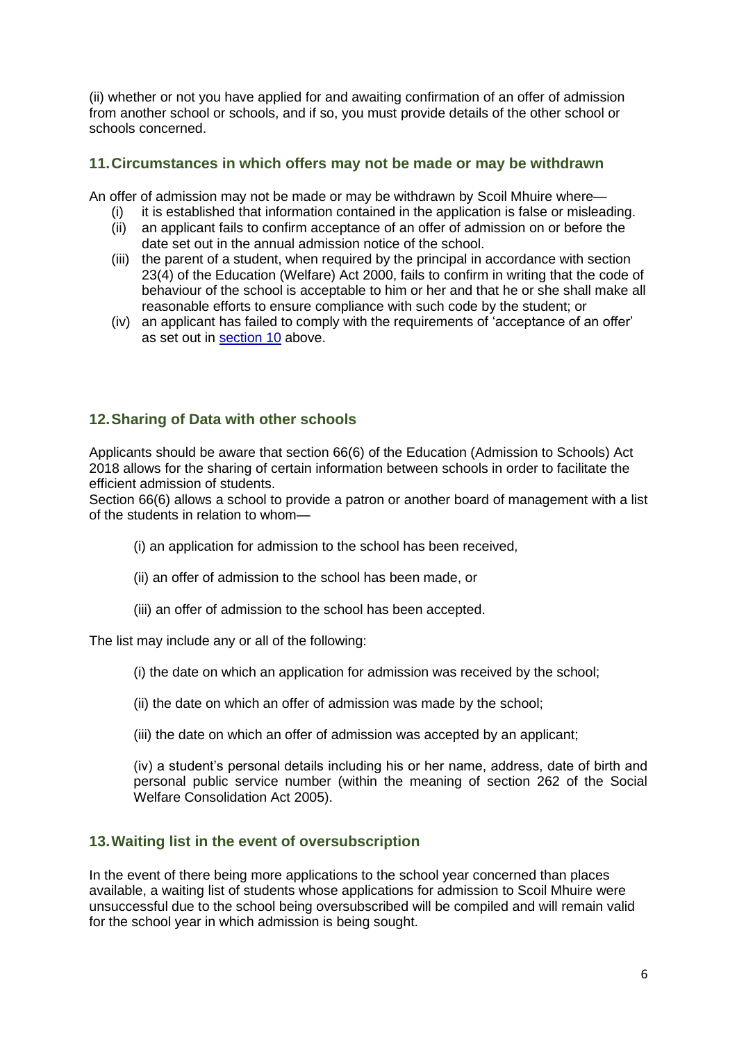(ii) whether or not you have applied for and awaiting confirmation of an offer of admission from another school or schools, and if so, you must provide details of the other school or schools concerned.

## 11. Circumstances in which offers may not be made or may be withdrawn

An offer of admission may not be made or may be withdrawn by Scoil Mhuire where—

- (i) it is established that information contained in the application is false or misleading.
- (ii) an applicant fails to confirm acceptance of an offer of admission on or before the date set out in the annual admission notice of the school.
- (iii) the parent of a student, when required by the principal in accordance with section 23(4) of the Education (Welfare) Act 2000, fails to confirm in writing that the code of behaviour of the school is acceptable to him or her and that he or she shall make all reasonable efforts to ensure compliance with such code by the student; or
- (iv) an applicant has failed to comply with the requirements of 'acceptance of an offer' as set out in section 10 above.

## 12. Sharing of Data with other schools

Applicants should be aware that section 66(6) of the Education (Admission to Schools) Act 2018 allows for the sharing of certain information between schools in order to facilitate the efficient admission of students.

Section 66(6) allows a school to provide a patron or another board of management with a list of the students in relation to whom—

(i) an application for admission to the school has been received,

(ii) an offer of admission to the school has been made, or

(iii) an offer of admission to the school has been accepted.

The list may include any or all of the following:

(i) the date on which an application for admission was received by the school;

(ii) the date on which an offer of admission was made by the school;

(iii) the date on which an offer of admission was accepted by an applicant;

(iv) a student's personal details including his or her name, address, date of birth and personal public service number (within the meaning of section 262 of the Social Welfare Consolidation Act 2005).

## 13. Waiting list in the event of oversubscription

In the event of there being more applications to the school year concerned than places available, a waiting list of students whose applications for admission to Scoil Mhuire were unsuccessful due to the school being oversubscribed will be compiled and will remain valid for the school year in which admission is being sought.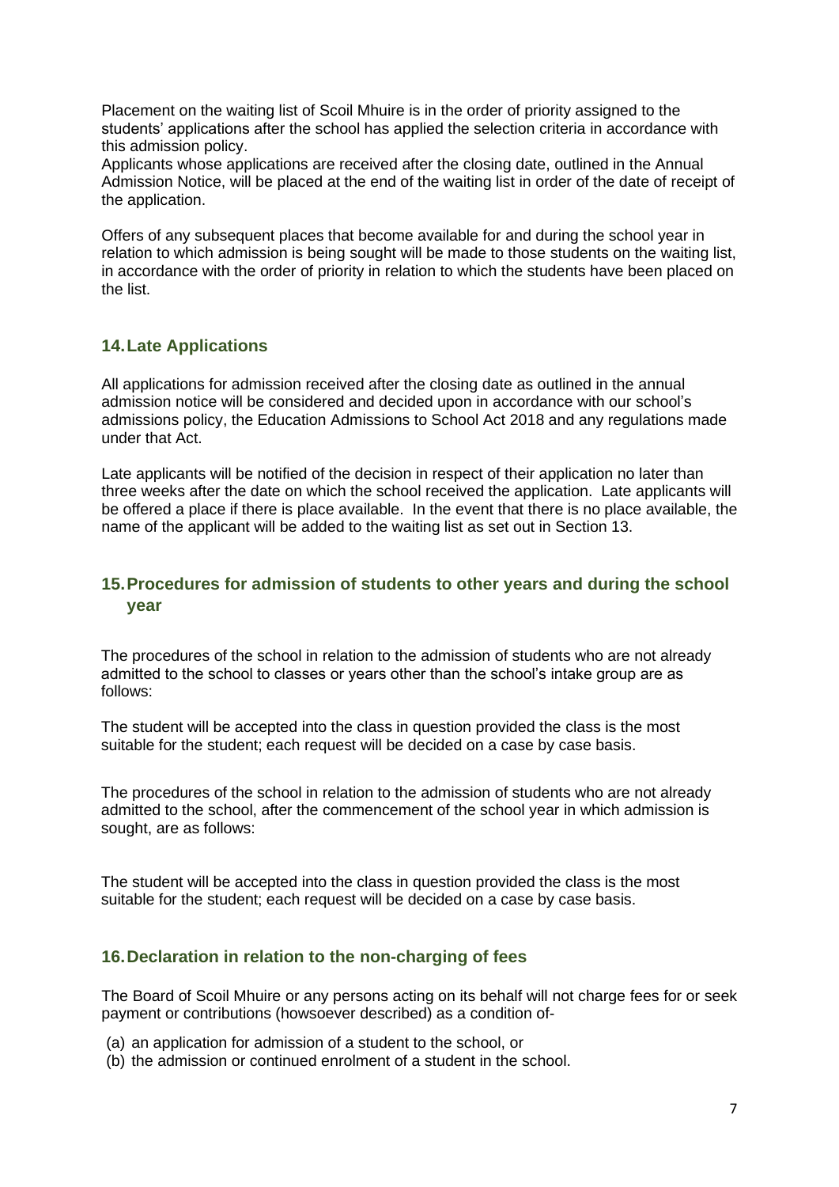Placement on the waiting list of Scoil Mhuire is in the order of priority assigned to the students' applications after the school has applied the selection criteria in accordance with this admission policy.
Applicants whose applications are received after the closing date, outlined in the Annual Admission Notice, will be placed at the end of the waiting list in order of the date of receipt of the application.

Offers of any subsequent places that become available for and during the school year in relation to which admission is being sought will be made to those students on the waiting list, in accordance with the order of priority in relation to which the students have been placed on the list.

## 14. Late Applications

All applications for admission received after the closing date as outlined in the annual admission notice will be considered and decided upon in accordance with our school's admissions policy, the Education Admissions to School Act 2018 and any regulations made under that Act.

Late applicants will be notified of the decision in respect of their application no later than three weeks after the date on which the school received the application. Late applicants will be offered a place if there is place available. In the event that there is no place available, the name of the applicant will be added to the waiting list as set out in Section 13.

## 15. Procedures for admission of students to other years and during the school year

The procedures of the school in relation to the admission of students who are not already admitted to the school to classes or years other than the school's intake group are as follows:

The student will be accepted into the class in question provided the class is the most suitable for the student; each request will be decided on a case by case basis.

The procedures of the school in relation to the admission of students who are not already admitted to the school, after the commencement of the school year in which admission is sought, are as follows:

The student will be accepted into the class in question provided the class is the most suitable for the student; each request will be decided on a case by case basis.

## 16. Declaration in relation to the non-charging of fees

The Board of Scoil Mhuire or any persons acting on its behalf will not charge fees for or seek payment or contributions (howsoever described) as a condition of-

(a) an application for admission of a student to the school, or
(b) the admission or continued enrolment of a student in the school.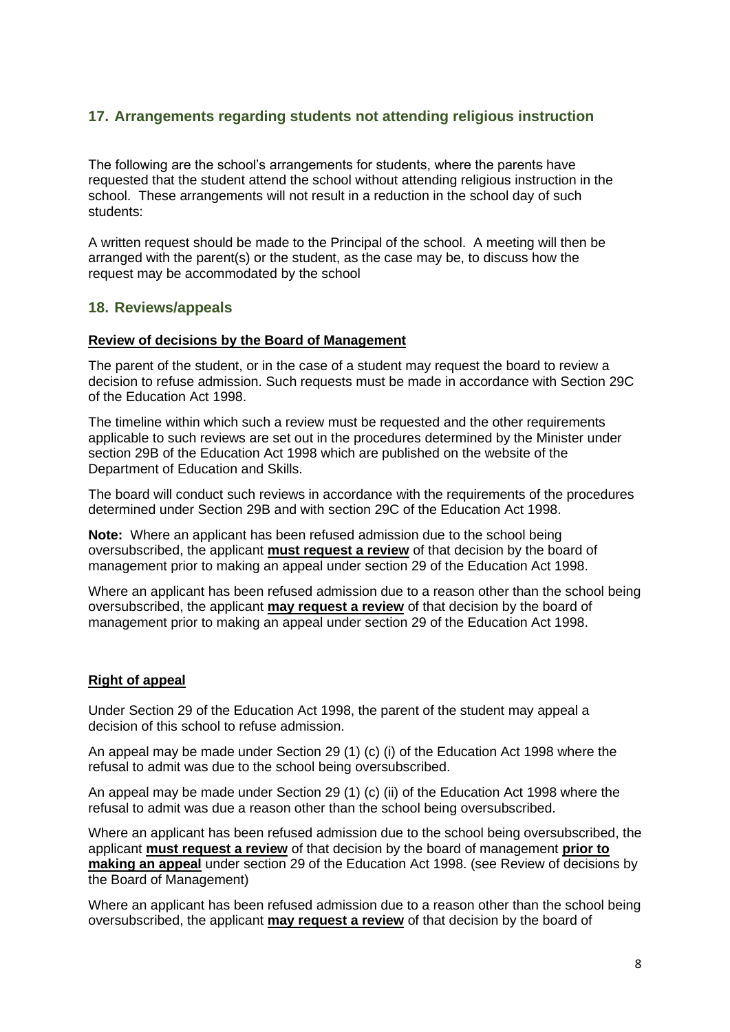## 17. Arrangements regarding students not attending religious instruction

The following are the school's arrangements for students, where the parents have requested that the student attend the school without attending religious instruction in the school. These arrangements will not result in a reduction in the school day of such students:

A written request should be made to the Principal of the school. A meeting will then be arranged with the parent(s) or the student, as the case may be, to discuss how the request may be accommodated by the school

## 18. Reviews/appeals

**Review of decisions by the Board of Management**

The parent of the student, or in the case of a student may request the board to review a decision to refuse admission. Such requests must be made in accordance with Section 29C of the Education Act 1998.

The timeline within which such a review must be requested and the other requirements applicable to such reviews are set out in the procedures determined by the Minister under section 29B of the Education Act 1998 which are published on the website of the Department of Education and Skills.

The board will conduct such reviews in accordance with the requirements of the procedures determined under Section 29B and with section 29C of the Education Act 1998.

**Note:** Where an applicant has been refused admission due to the school being oversubscribed, the applicant **must request a review** of that decision by the board of management prior to making an appeal under section 29 of the Education Act 1998.

Where an applicant has been refused admission due to a reason other than the school being oversubscribed, the applicant **may request a review** of that decision by the board of management prior to making an appeal under section 29 of the Education Act 1998.

**Right of appeal**

Under Section 29 of the Education Act 1998, the parent of the student may appeal a decision of this school to refuse admission.

An appeal may be made under Section 29 (1) (c) (i) of the Education Act 1998 where the refusal to admit was due to the school being oversubscribed.

An appeal may be made under Section 29 (1) (c) (ii) of the Education Act 1998 where the refusal to admit was due a reason other than the school being oversubscribed.

Where an applicant has been refused admission due to the school being oversubscribed, the applicant **must request a review** of that decision by the board of management **prior to making an appeal** under section 29 of the Education Act 1998. (see Review of decisions by the Board of Management)

Where an applicant has been refused admission due to a reason other than the school being oversubscribed, the applicant **may request a review** of that decision by the board of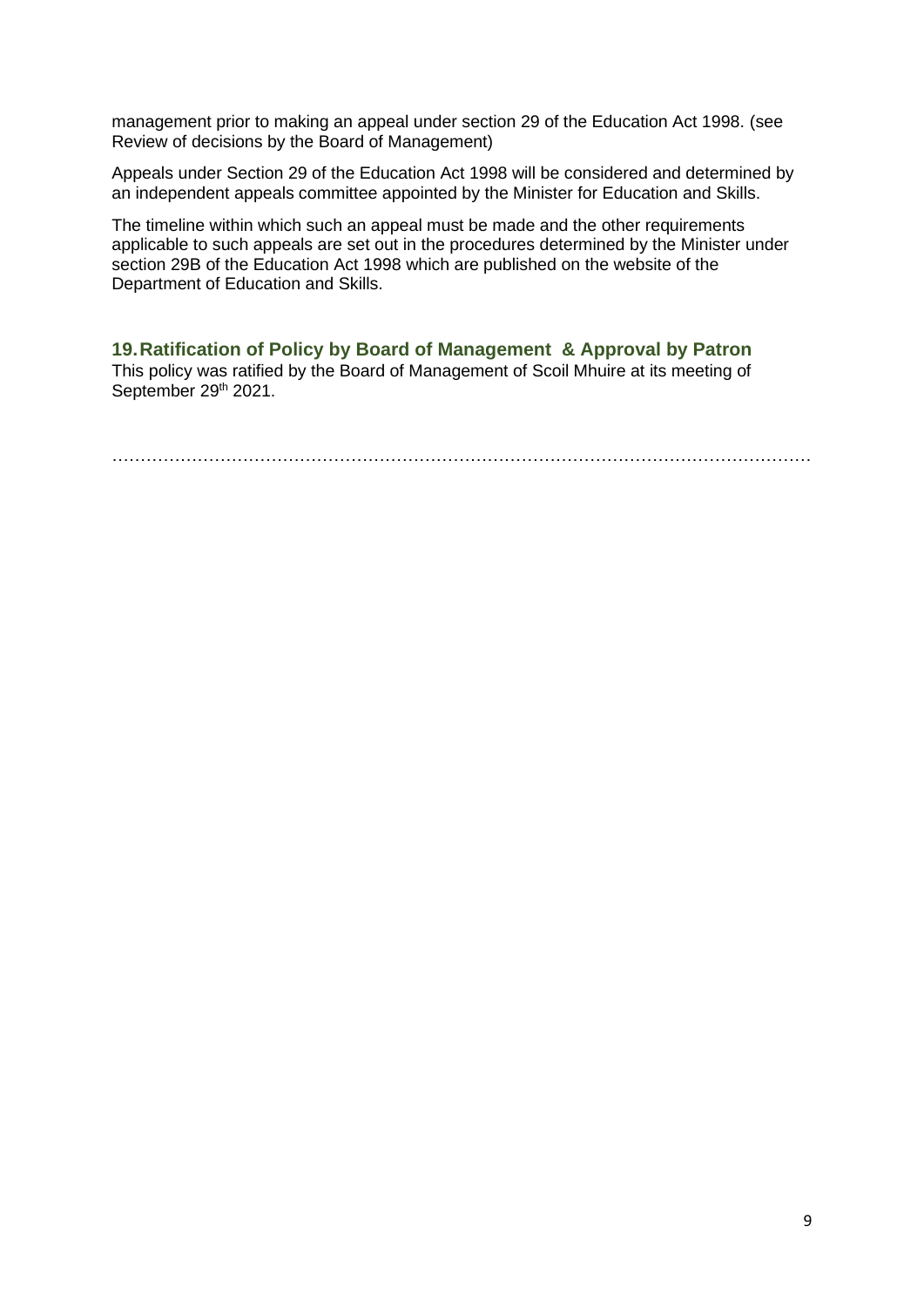management prior to making an appeal under section 29 of the Education Act 1998. (see Review of decisions by the Board of Management)

Appeals under Section 29 of the Education Act 1998 will be considered and determined by an independent appeals committee appointed by the Minister for Education and Skills.

The timeline within which such an appeal must be made and the other requirements applicable to such appeals are set out in the procedures determined by the Minister under section 29B of the Education Act 1998 which are published on the website of the Department of Education and Skills.

## 19. Ratification of Policy by Board of Management & Approval by Patron

This policy was ratified by the Board of Management of Scoil Mhuire at its meeting of September 29th 2021.

…………………………………………………………………………………………………………